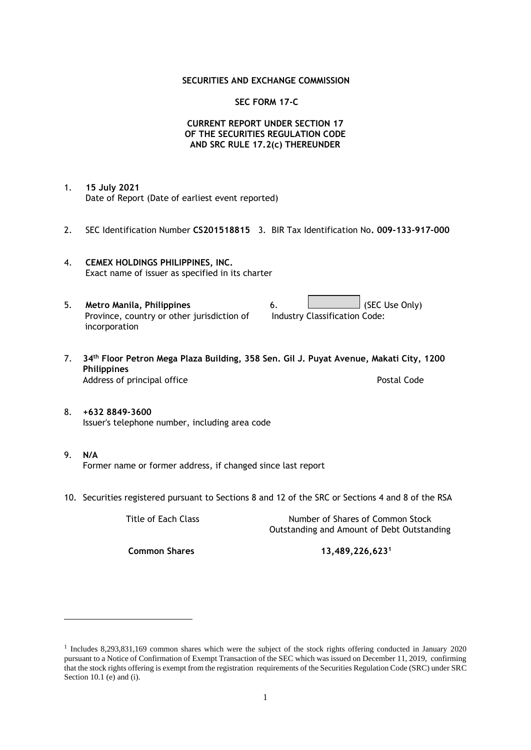**SECURITIES AND EXCHANGE COMMISSION**

**SEC FORM 17-C**

**CURRENT REPORT UNDER SECTION 17**
**OF THE SECURITIES REGULATION CODE**
**AND SRC RULE 17.2(c) THEREUNDER**

1. **15 July 2021**
   Date of Report (Date of earliest event reported)

2. SEC Identification Number **CS201518815** 3. BIR Tax Identification No**. 009-133-917-000**

4. **CEMEX HOLDINGS PHILIPPINES, INC.**
   Exact name of issuer as specified in its charter

5. **Metro Manila, Philippines**
   Province, country or other jurisdiction of incorporation

6. (SEC Use Only)
   Industry Classification Code:

7. **34th Floor Petron Mega Plaza Building, 358 Sen. Gil J. Puyat Avenue, Makati City, 1200 Philippines**
   Address of principal office Postal Code

8. **+632 8849-3600**
   Issuer's telephone number, including area code

9. **N/A**
   Former name or former address, if changed since last report

10. Securities registered pursuant to Sections 8 and 12 of the SRC or Sections 4 and 8 of the RSA

| Title of Each Class | Number of Shares of Common Stock Outstanding and Amount of Debt Outstanding |
|---|---|
| **Common Shares** | **13,489,226,623**[1] |

[1] Includes 8,293,831,169 common shares which were the subject of the stock rights offering conducted in January 2020 pursuant to a Notice of Confirmation of Exempt Transaction of the SEC which was issued on December 11, 2019, confirming that the stock rights offering is exempt from the registration requirements of the Securities Regulation Code (SRC) under SRC Section 10.1 (e) and (i).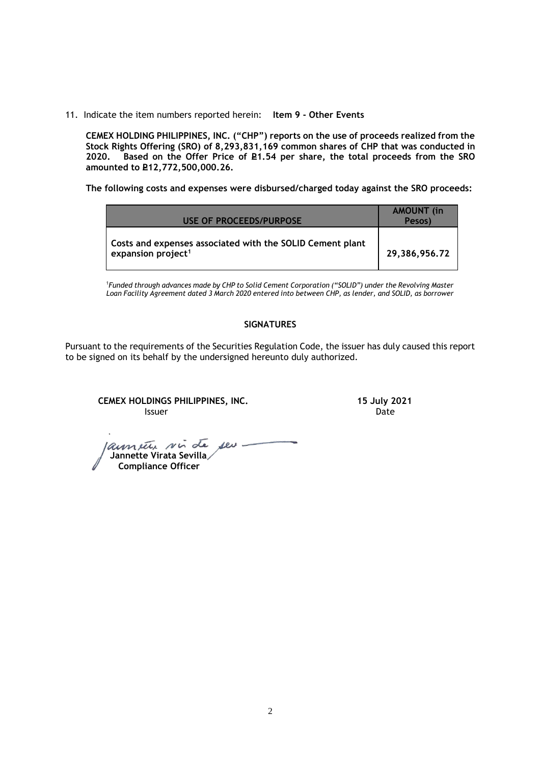11. Indicate the item numbers reported herein: **Item 9 - Other Events**

**CEMEX HOLDING PHILIPPINES, INC. ("CHP") reports on the use of proceeds realized from the Stock Rights Offering (SRO) of 8,293,831,169 common shares of CHP that was conducted in 2020. Based on the Offer Price of ₱1.54 per share, the total proceeds from the SRO amounted to ₱12,772,500,000.26.**

**The following costs and expenses were disbursed/charged today against the SRO proceeds:**

| USE OF PROCEEDS/PURPOSE | AMOUNT (in Pesos) |
|---|---|
| **Costs and expenses associated with the SOLID Cement plant expansion project[1]** | **29,386,956.72** |

[1]*Funded through advances made by CHP to Solid Cement Corporation ("SOLID") under the Revolving Master Loan Facility Agreement dated 3 March 2020 entered into between CHP, as lender, and SOLID, as borrower*

**SIGNATURES**

Pursuant to the requirements of the Securities Regulation Code, the issuer has duly caused this report to be signed on its behalf by the undersigned hereunto duly authorized.

**CEMEX HOLDINGS PHILIPPINES, INC.**
Issuer

**15 July 2021**
Date

**Jannette Virata Sevilla**
**Compliance Officer**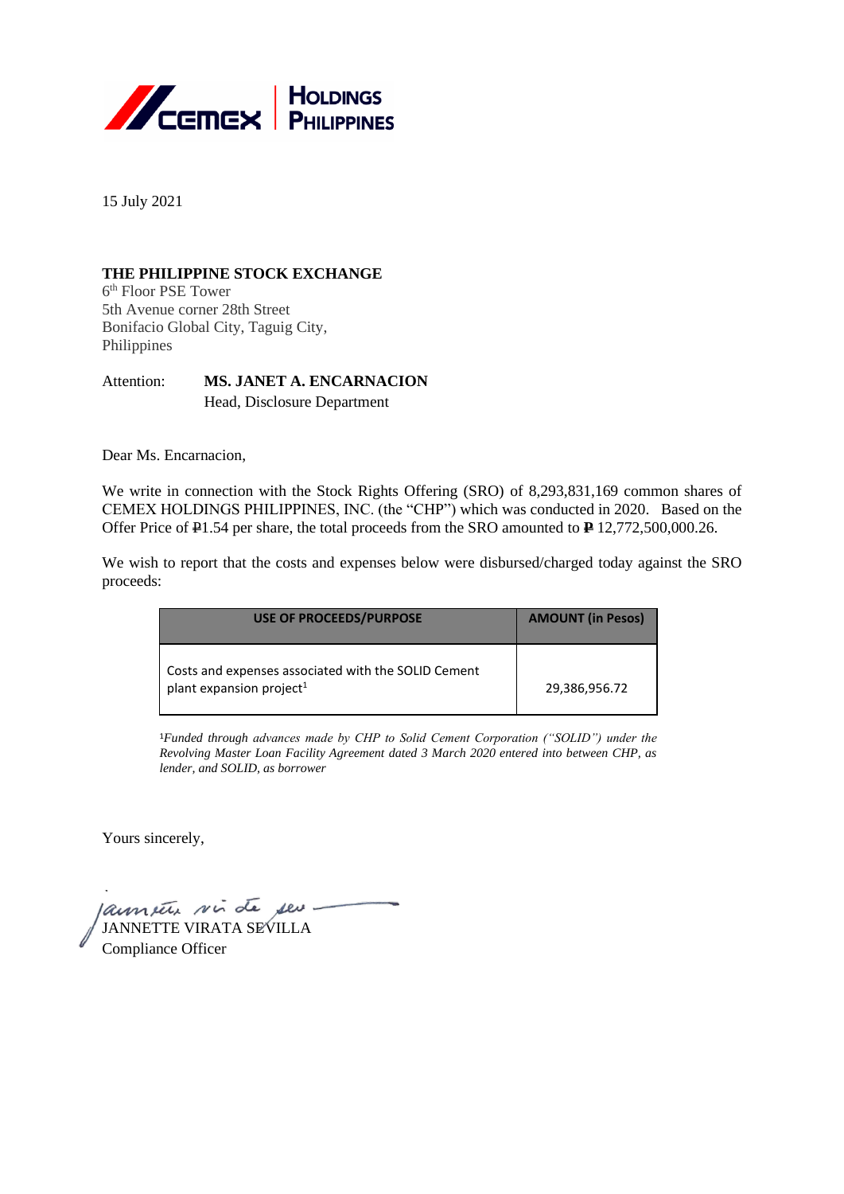15 July 2021

**THE PHILIPPINE STOCK EXCHANGE**
6th Floor PSE Tower
5th Avenue corner 28th Street
Bonifacio Global City, Taguig City,
Philippines

Attention: **MS. JANET A. ENCARNACION**
Head, Disclosure Department

Dear Ms. Encarnacion,

We write in connection with the Stock Rights Offering (SRO) of 8,293,831,169 common shares of CEMEX HOLDINGS PHILIPPINES, INC. (the "CHP") which was conducted in 2020. Based on the Offer Price of ₱1.54 per share, the total proceeds from the SRO amounted to ₱ 12,772,500,000.26.

We wish to report that the costs and expenses below were disbursed/charged today against the SRO proceeds:

| USE OF PROCEEDS/PURPOSE | AMOUNT (in Pesos) |
|---|---|
| Costs and expenses associated with the SOLID Cement plant expansion project[1] | 29,386,956.72 |

[1]*Funded through advances made by CHP to Solid Cement Corporation ("SOLID") under the Revolving Master Loan Facility Agreement dated 3 March 2020 entered into between CHP, as lender, and SOLID, as borrower*

Yours sincerely,

JANNETTE VIRATA SEVILLA
Compliance Officer